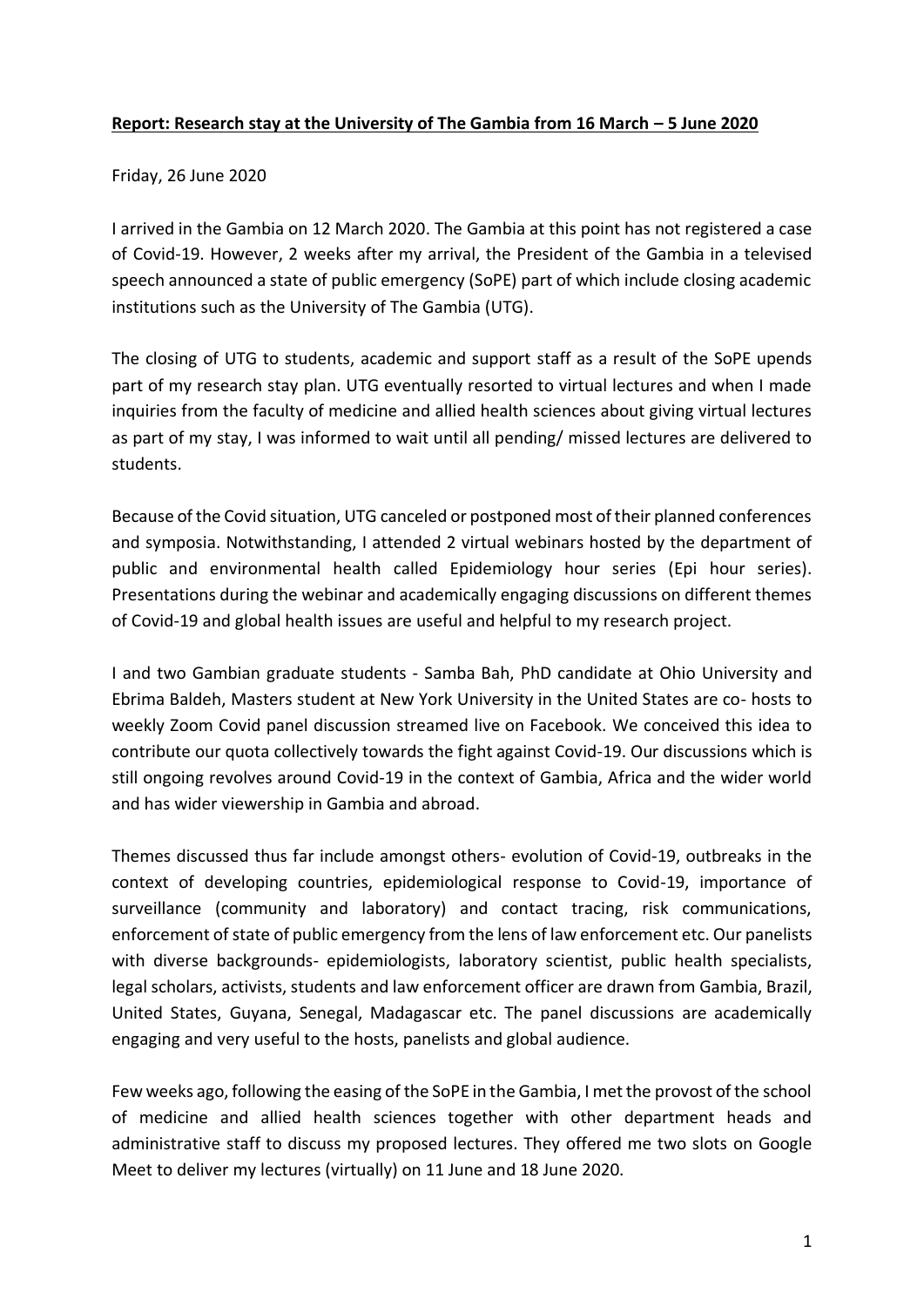**Report: Research stay at the University of The Gambia from 16 March – 5 June 2020**

Friday, 26 June 2020

I arrived in the Gambia on 12 March 2020. The Gambia at this point has not registered a case of Covid-19. However, 2 weeks after my arrival, the President of the Gambia in a televised speech announced a state of public emergency (SoPE) part of which include closing academic institutions such as the University of The Gambia (UTG).

The closing of UTG to students, academic and support staff as a result of the SoPE upends part of my research stay plan. UTG eventually resorted to virtual lectures and when I made inquiries from the faculty of medicine and allied health sciences about giving virtual lectures as part of my stay, I was informed to wait until all pending/ missed lectures are delivered to students.

Because of the Covid situation, UTG canceled or postponed most of their planned conferences and symposia. Notwithstanding, I attended 2 virtual webinars hosted by the department of public and environmental health called Epidemiology hour series (Epi hour series). Presentations during the webinar and academically engaging discussions on different themes of Covid-19 and global health issues are useful and helpful to my research project.

I and two Gambian graduate students - Samba Bah, PhD candidate at Ohio University and Ebrima Baldeh, Masters student at New York University in the United States are co- hosts to weekly Zoom Covid panel discussion streamed live on Facebook. We conceived this idea to contribute our quota collectively towards the fight against Covid-19. Our discussions which is still ongoing revolves around Covid-19 in the context of Gambia, Africa and the wider world and has wider viewership in Gambia and abroad.

Themes discussed thus far include amongst others- evolution of Covid-19, outbreaks in the context of developing countries, epidemiological response to Covid-19, importance of surveillance (community and laboratory) and contact tracing, risk communications, enforcement of state of public emergency from the lens of law enforcement etc. Our panelists with diverse backgrounds- epidemiologists, laboratory scientist, public health specialists, legal scholars, activists, students and law enforcement officer are drawn from Gambia, Brazil, United States, Guyana, Senegal, Madagascar etc. The panel discussions are academically engaging and very useful to the hosts, panelists and global audience.

Few weeks ago, following the easing of the SoPE in the Gambia, I met the provost of the school of medicine and allied health sciences together with other department heads and administrative staff to discuss my proposed lectures. They offered me two slots on Google Meet to deliver my lectures (virtually) on 11 June and 18 June 2020.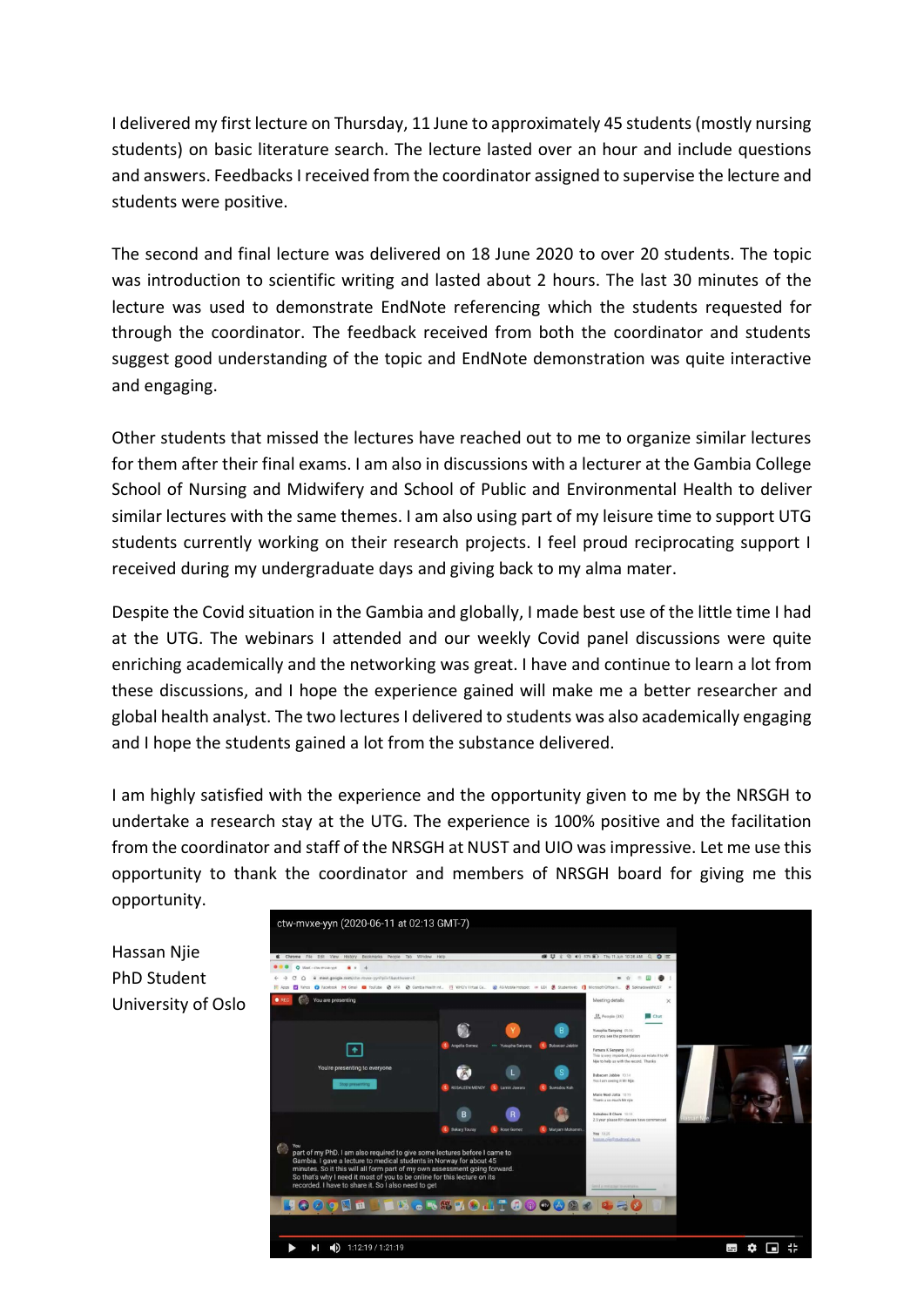I delivered my first lecture on Thursday, 11 June to approximately 45 students (mostly nursing students) on basic literature search. The lecture lasted over an hour and include questions and answers. Feedbacks I received from the coordinator assigned to supervise the lecture and students were positive.

The second and final lecture was delivered on 18 June 2020 to over 20 students. The topic was introduction to scientific writing and lasted about 2 hours. The last 30 minutes of the lecture was used to demonstrate EndNote referencing which the students requested for through the coordinator. The feedback received from both the coordinator and students suggest good understanding of the topic and EndNote demonstration was quite interactive and engaging.

Other students that missed the lectures have reached out to me to organize similar lectures for them after their final exams. I am also in discussions with a lecturer at the Gambia College School of Nursing and Midwifery and School of Public and Environmental Health to deliver similar lectures with the same themes. I am also using part of my leisure time to support UTG students currently working on their research projects. I feel proud reciprocating support I received during my undergraduate days and giving back to my alma mater.

Despite the Covid situation in the Gambia and globally, I made best use of the little time I had at the UTG. The webinars I attended and our weekly Covid panel discussions were quite enriching academically and the networking was great. I have and continue to learn a lot from these discussions, and I hope the experience gained will make me a better researcher and global health analyst. The two lectures I delivered to students was also academically engaging and I hope the students gained a lot from the substance delivered.

I am highly satisfied with the experience and the opportunity given to me by the NRSGH to undertake a research stay at the UTG. The experience is 100% positive and the facilitation from the coordinator and staff of the NRSGH at NUST and UIO was impressive. Let me use this opportunity to thank the coordinator and members of NRSGH board for giving me this opportunity.

Hassan Njie
PhD Student
University of Oslo